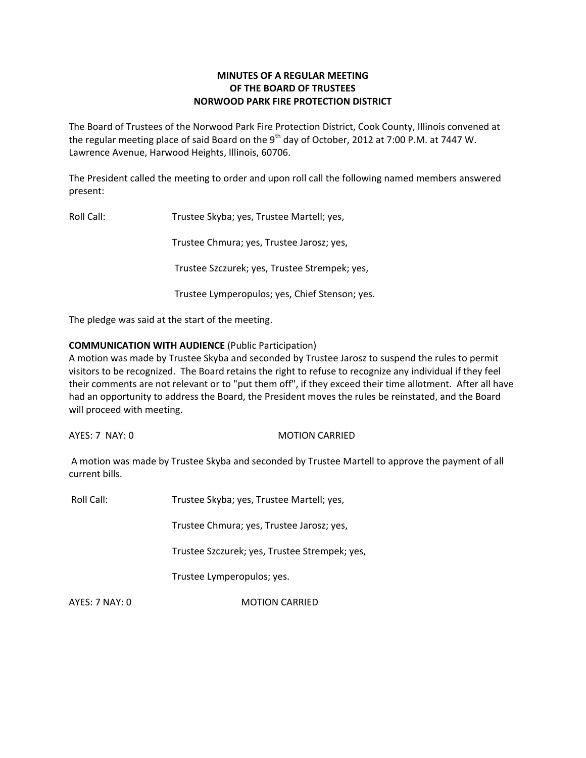**MINUTES OF A REGULAR MEETING**
**OF THE BOARD OF TRUSTEES**
**NORWOOD PARK FIRE PROTECTION DISTRICT**

The Board of Trustees of the Norwood Park Fire Protection District, Cook County, Illinois convened at the regular meeting place of said Board on the 9th day of October, 2012 at 7:00 P.M. at 7447 W. Lawrence Avenue, Harwood Heights, Illinois, 60706.

The President called the meeting to order and upon roll call the following named members answered present:

Roll Call: Trustee Skyba; yes, Trustee Martell; yes,

Trustee Chmura; yes, Trustee Jarosz; yes,

Trustee Szczurek; yes, Trustee Strempek; yes,

Trustee Lymperopulos; yes, Chief Stenson; yes.

The pledge was said at the start of the meeting.

**COMMUNICATION WITH AUDIENCE** (Public Participation)
A motion was made by Trustee Skyba and seconded by Trustee Jarosz to suspend the rules to permit visitors to be recognized. The Board retains the right to refuse to recognize any individual if they feel their comments are not relevant or to "put them off", if they exceed their time allotment. After all have had an opportunity to address the Board, the President moves the rules be reinstated, and the Board will proceed with meeting.

AYES: 7 NAY: 0 MOTION CARRIED

A motion was made by Trustee Skyba and seconded by Trustee Martell to approve the payment of all current bills.

Roll Call: Trustee Skyba; yes, Trustee Martell; yes,

Trustee Chmura; yes, Trustee Jarosz; yes,

Trustee Szczurek; yes, Trustee Strempek; yes,

Trustee Lymperopulos; yes.

AYES: 7 NAY: 0 MOTION CARRIED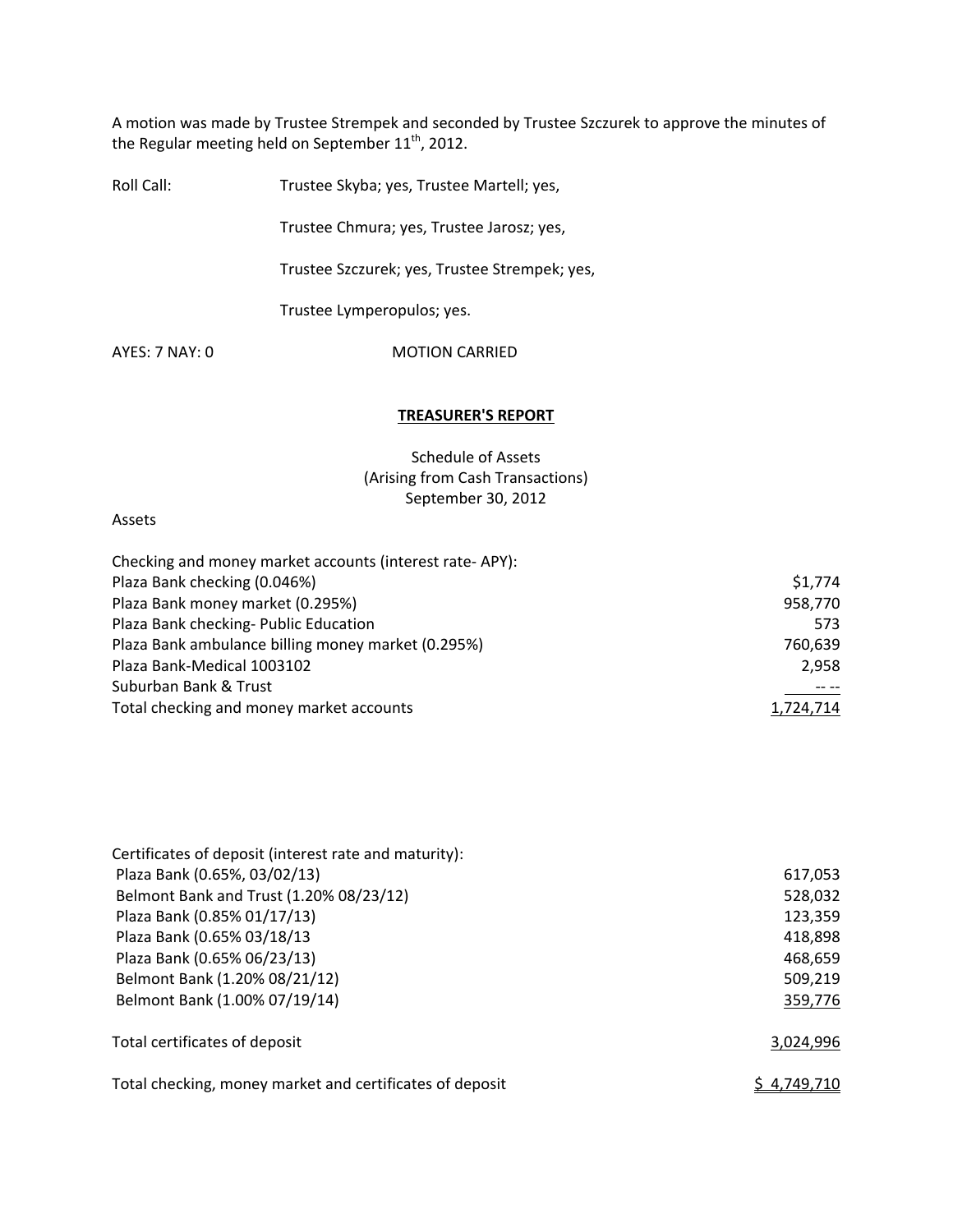A motion was made by Trustee Strempek and seconded by Trustee Szczurek to approve the minutes of the Regular meeting held on September 11th, 2012.

Roll Call: Trustee Skyba; yes, Trustee Martell; yes,

Trustee Chmura; yes, Trustee Jarosz; yes,

Trustee Szczurek; yes, Trustee Strempek; yes,

Trustee Lymperopulos; yes.

AYES: 7 NAY: 0 MOTION CARRIED

## TREASURER'S REPORT

Schedule of Assets
(Arising from Cash Transactions)
September 30, 2012

Assets

| Checking and money market accounts (interest rate- APY): | |
|---|---|
| Plaza Bank checking (0.046%) | $1,774 |
| Plaza Bank money market (0.295%) | 958,770 |
| Plaza Bank checking- Public Education | 573 |
| Plaza Bank ambulance billing money market (0.295%) | 760,639 |
| Plaza Bank-Medical 1003102 | 2,958 |
| Suburban Bank & Trust | -- -- |
| Total checking and money market accounts | 1,724,714 |

| Certificates of deposit (interest rate and maturity): | |
|---|---|
| Plaza Bank (0.65%, 03/02/13) | 617,053 |
| Belmont Bank and Trust (1.20% 08/23/12) | 528,032 |
| Plaza Bank (0.85% 01/17/13) | 123,359 |
| Plaza Bank (0.65% 03/18/13 | 418,898 |
| Plaza Bank (0.65% 06/23/13) | 468,659 |
| Belmont Bank (1.20% 08/21/12) | 509,219 |
| Belmont Bank (1.00% 07/19/14) | 359,776 |
| Total certificates of deposit | 3,024,996 |
| Total checking, money market and certificates of deposit | $ 4,749,710 |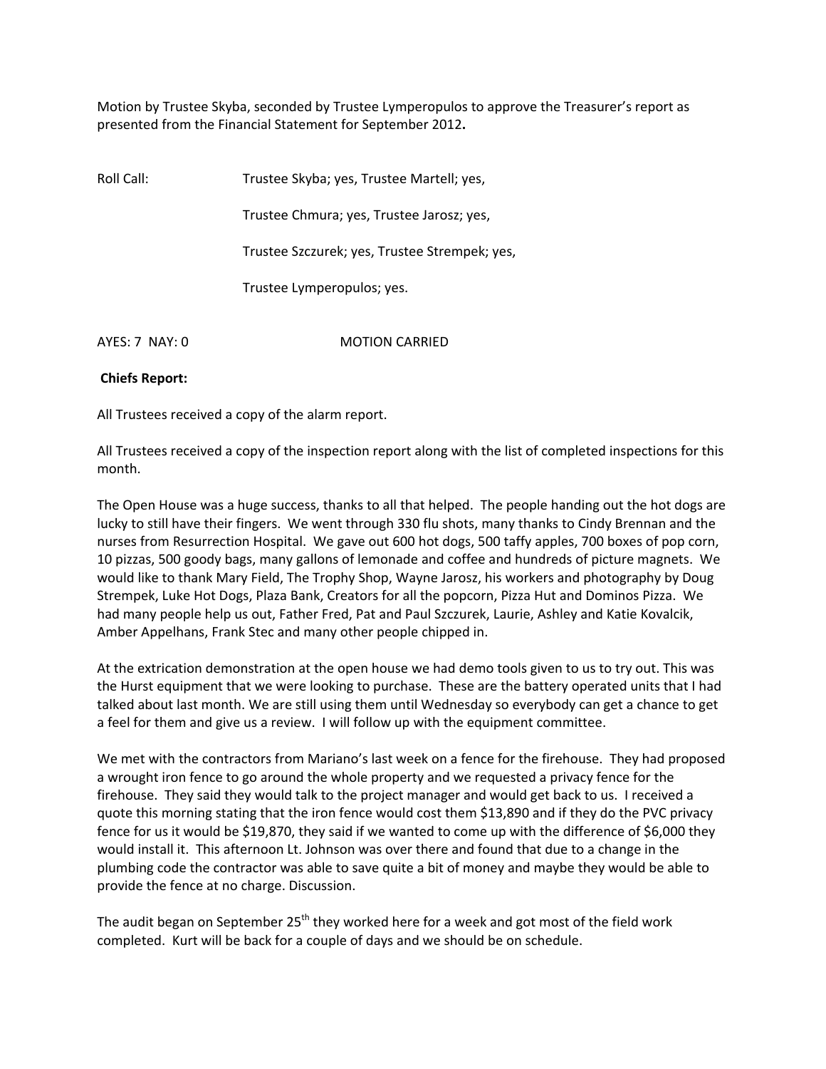Motion by Trustee Skyba, seconded by Trustee Lymperopulos to approve the Treasurer's report as presented from the Financial Statement for September 2012**.**

Roll Call: Trustee Skyba; yes, Trustee Martell; yes,

Trustee Chmura; yes, Trustee Jarosz; yes,

Trustee Szczurek; yes, Trustee Strempek; yes,

Trustee Lymperopulos; yes.

AYES: 7 NAY: 0 MOTION CARRIED

**Chiefs Report:**

All Trustees received a copy of the alarm report.

All Trustees received a copy of the inspection report along with the list of completed inspections for this month.

The Open House was a huge success, thanks to all that helped. The people handing out the hot dogs are lucky to still have their fingers. We went through 330 flu shots, many thanks to Cindy Brennan and the nurses from Resurrection Hospital. We gave out 600 hot dogs, 500 taffy apples, 700 boxes of pop corn, 10 pizzas, 500 goody bags, many gallons of lemonade and coffee and hundreds of picture magnets. We would like to thank Mary Field, The Trophy Shop, Wayne Jarosz, his workers and photography by Doug Strempek, Luke Hot Dogs, Plaza Bank, Creators for all the popcorn, Pizza Hut and Dominos Pizza. We had many people help us out, Father Fred, Pat and Paul Szczurek, Laurie, Ashley and Katie Kovalcik, Amber Appelhans, Frank Stec and many other people chipped in.

At the extrication demonstration at the open house we had demo tools given to us to try out. This was the Hurst equipment that we were looking to purchase. These are the battery operated units that I had talked about last month. We are still using them until Wednesday so everybody can get a chance to get a feel for them and give us a review. I will follow up with the equipment committee.

We met with the contractors from Mariano's last week on a fence for the firehouse. They had proposed a wrought iron fence to go around the whole property and we requested a privacy fence for the firehouse. They said they would talk to the project manager and would get back to us. I received a quote this morning stating that the iron fence would cost them $13,890 and if they do the PVC privacy fence for us it would be $19,870, they said if we wanted to come up with the difference of $6,000 they would install it. This afternoon Lt. Johnson was over there and found that due to a change in the plumbing code the contractor was able to save quite a bit of money and maybe they would be able to provide the fence at no charge. Discussion.

The audit began on September 25th they worked here for a week and got most of the field work completed. Kurt will be back for a couple of days and we should be on schedule.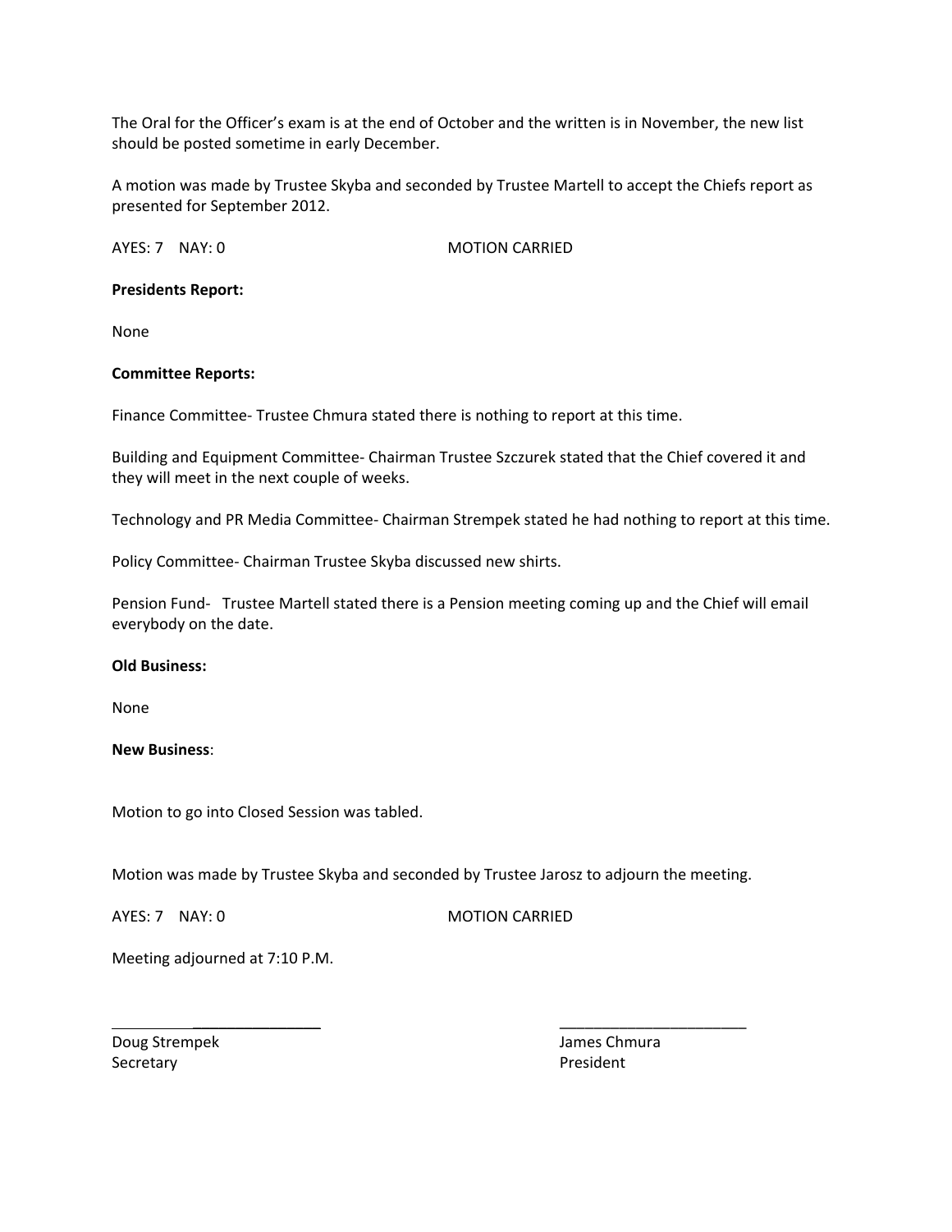The Oral for the Officer's exam is at the end of October and the written is in November, the new list should be posted sometime in early December.

A motion was made by Trustee Skyba and seconded by Trustee Martell to accept the Chiefs report as presented for September 2012.

AYES: 7 NAY: 0 MOTION CARRIED

**Presidents Report:**

None

**Committee Reports:**

Finance Committee- Trustee Chmura stated there is nothing to report at this time.

Building and Equipment Committee- Chairman Trustee Szczurek stated that the Chief covered it and they will meet in the next couple of weeks.

Technology and PR Media Committee- Chairman Strempek stated he had nothing to report at this time.

Policy Committee- Chairman Trustee Skyba discussed new shirts.

Pension Fund- Trustee Martell stated there is a Pension meeting coming up and the Chief will email everybody on the date.

**Old Business:**

None

**New Business**:

Motion to go into Closed Session was tabled.

Motion was made by Trustee Skyba and seconded by Trustee Jarosz to adjourn the meeting.

AYES: 7 NAY: 0 MOTION CARRIED

Meeting adjourned at 7:10 P.M.

\_\_\_\_\_\_\_\_\_\_\_\_\_\_\_\_\_\_\_\_\_\_\_\_\_
Doug Strempek
Secretary

\_\_\_\_\_\_\_\_\_\_\_\_\_\_\_\_\_\_\_\_\_\_\_\_\_
James Chmura
President